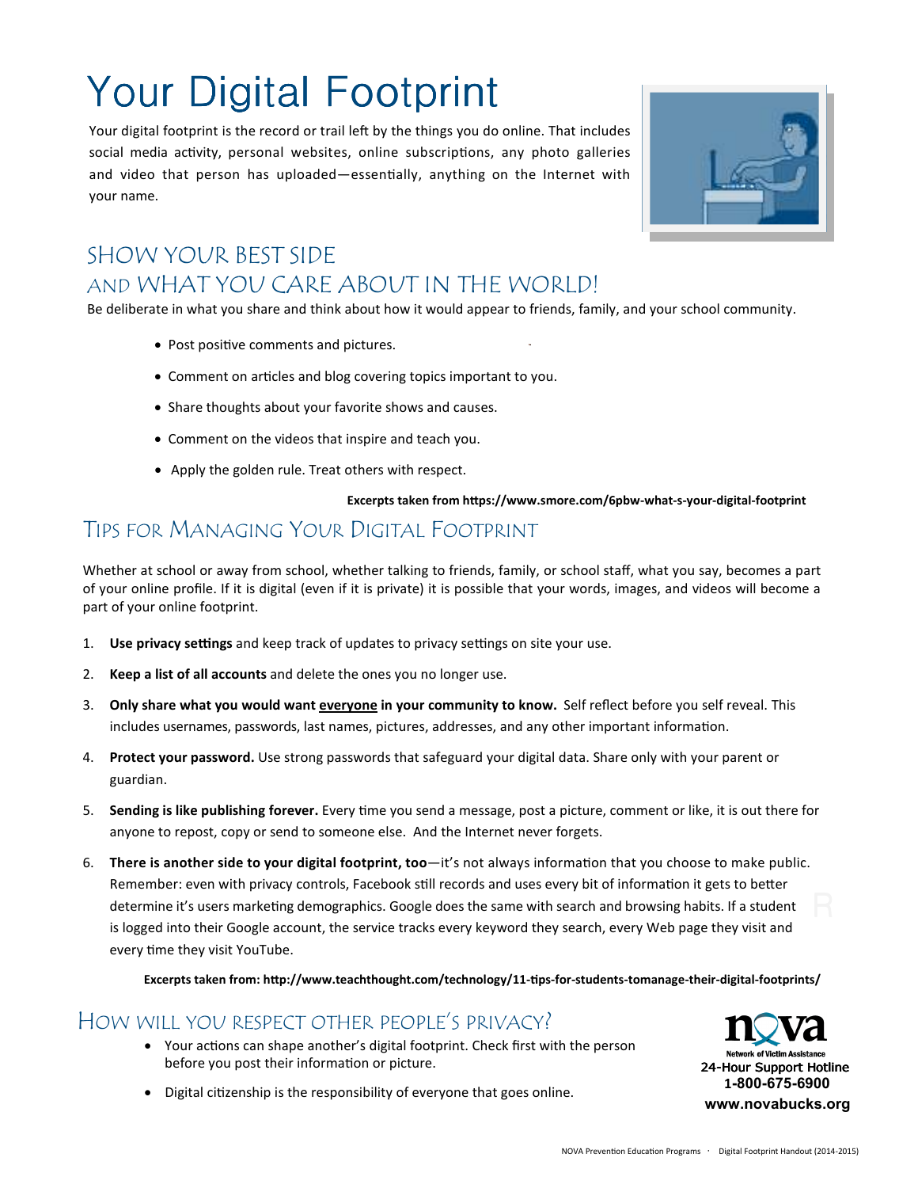# Your Digital Footprint

Your digital footprint is the record or trail left by the things you do online. That includes social media activity, personal websites, online subscriptions, any photo galleries and video that person has uploaded—essentially, anything on the Internet with your name.

## SHOW YOUR BEST SIDE AND WHAT YOU CARE ABOUT IN THE WORLD!

Be deliberate in what you share and think about how it would appear to friends, family, and your school community.

- Post positive comments and pictures.
- Comment on articles and blog covering topics important to you.
- Share thoughts about your favorite shows and causes.
- Comment on the videos that inspire and teach you.
- Apply the golden rule. Treat others with respect.

**Excerpts taken from https://www.smore.com/6pbw-what-s-your-digital-footprint**

## Tips for Managing Your Digital Footprint

Whether at school or away from school, whether talking to friends, family, or school staff, what you say, becomes a part of your online profile. If it is digital (even if it is private) it is possible that your words, images, and videos will become a part of your online footprint.

1. **Use privacy settings** and keep track of updates to privacy settings on site your use.
2. **Keep a list of all accounts** and delete the ones you no longer use.
3. **Only share what you would want <u>everyone</u> in your community to know.** Self reflect before you self reveal. This includes usernames, passwords, last names, pictures, addresses, and any other important information.
4. **Protect your password.** Use strong passwords that safeguard your digital data. Share only with your parent or guardian.
5. **Sending is like publishing forever.** Every time you send a message, post a picture, comment or like, it is out there for anyone to repost, copy or send to someone else. And the Internet never forgets.
6. **There is another side to your digital footprint, too**—it's not always information that you choose to make public. Remember: even with privacy controls, Facebook still records and uses every bit of information it gets to better determine it's users marketing demographics. Google does the same with search and browsing habits. If a student is logged into their Google account, the service tracks every keyword they search, every Web page they visit and every time they visit YouTube.

**Excerpts taken from: http://www.teachthought.com/technology/11-tips-for-students-tomanage-their-digital-footprints/**

## How will you respect other people's privacy?

- Your actions can shape another's digital footprint. Check first with the person before you post their information or picture.
- Digital citizenship is the responsibility of everyone that goes online.

nova
Network of Victim Assistance
24-Hour Support Hotline
1-800-675-6900
www.novabucks.org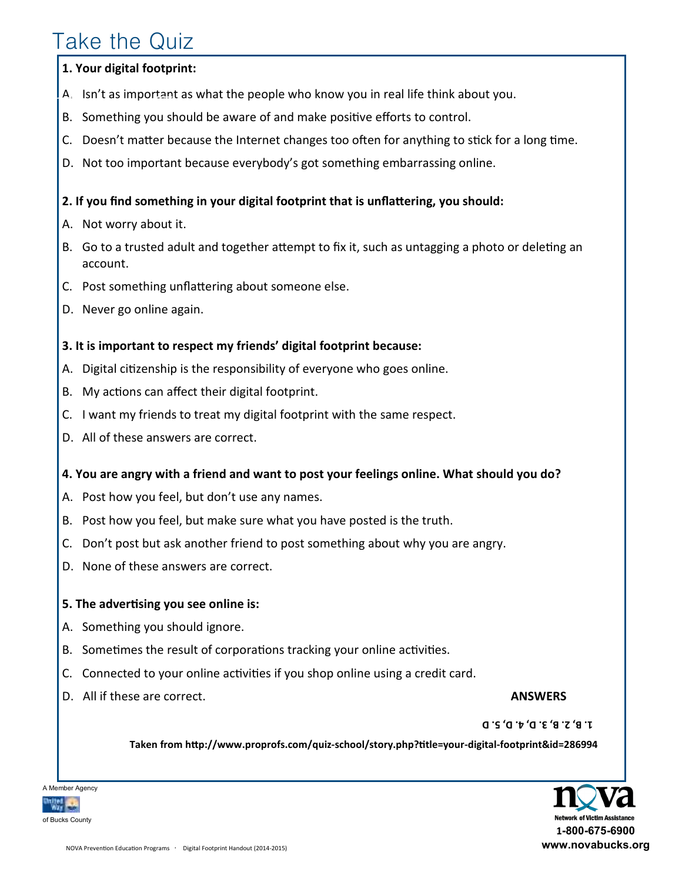# Take the Quiz

**1. Your digital footprint:**

A. Isn't as important as what the people who know you in real life think about you.

B. Something you should be aware of and make positive efforts to control.

C. Doesn't matter because the Internet changes too often for anything to stick for a long time.

D. Not too important because everybody's got something embarrassing online.

**2. If you find something in your digital footprint that is unflattering, you should:**

A. Not worry about it.

B. Go to a trusted adult and together attempt to fix it, such as untagging a photo or deleting an account.

C. Post something unflattering about someone else.

D. Never go online again.

**3. It is important to respect my friends' digital footprint because:**

A. Digital citizenship is the responsibility of everyone who goes online.

B. My actions can affect their digital footprint.

C. I want my friends to treat my digital footprint with the same respect.

D. All of these answers are correct.

**4. You are angry with a friend and want to post your feelings online. What should you do?**

A. Post how you feel, but don't use any names.

B. Post how you feel, but make sure what you have posted is the truth.

C. Don't post but ask another friend to post something about why you are angry.

D. None of these answers are correct.

**5. The advertising you see online is:**

A. Something you should ignore.

B. Sometimes the result of corporations tracking your online activities.

C. Connected to your online activities if you shop online using a credit card.

D. All if these are correct.

**ANSWERS**

**1. B, 2. B, 3. D, 4. D, 5. D**

**Taken from http://www.proprofs.com/quiz-school/story.php?title=your-digital-footprint&id=286994**

A Member Agency of Bucks County

Network of Victim Assistance
1-800-675-6900
www.novabucks.org

NOVA Prevention Education Programs · Digital Footprint Handout (2014-2015)